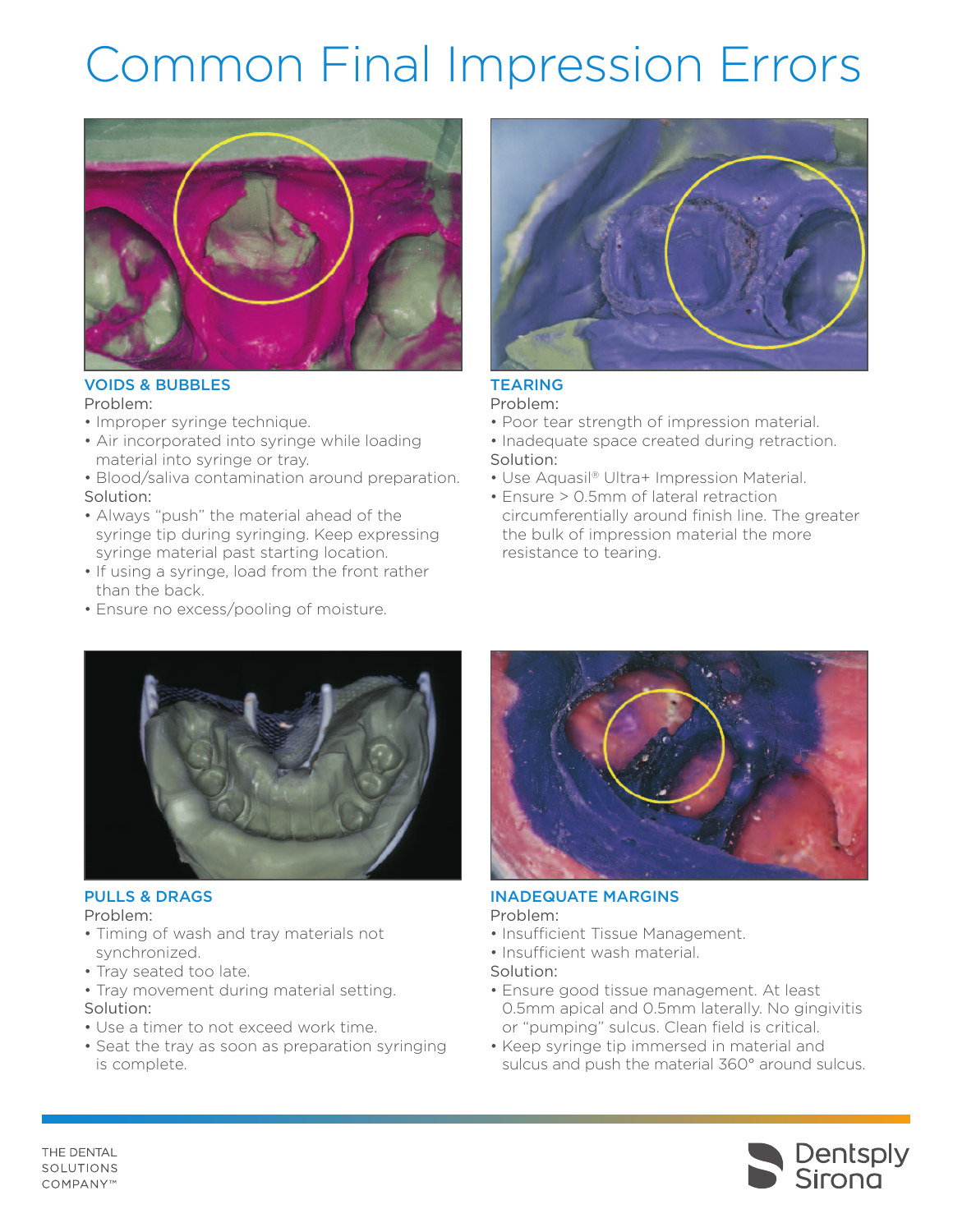# Common Final Impression Errors

## VOIDS & BUBBLES

Problem:

- Improper syringe technique.
- Air incorporated into syringe while loading material into syringe or tray.
- Blood/saliva contamination around preparation.

Solution:

- Always "push" the material ahead of the syringe tip during syringing. Keep expressing syringe material past starting location.
- If using a syringe, load from the front rather than the back.
- Ensure no excess/pooling of moisture.

## TEARING

Problem:

- Poor tear strength of impression material.
- Inadequate space created during retraction.

Solution:

- Use Aquasil® Ultra+ Impression Material.
- Ensure > 0.5mm of lateral retraction circumferentially around finish line. The greater the bulk of impression material the more resistance to tearing.

## PULLS & DRAGS

Problem:

- Timing of wash and tray materials not synchronized.
- Tray seated too late.
- Tray movement during material setting.

Solution:

- Use a timer to not exceed work time.
- Seat the tray as soon as preparation syringing is complete.

## INADEQUATE MARGINS

Problem:

- Insufficient Tissue Management.
- Insufficient wash material.

Solution:

- Ensure good tissue management. At least 0.5mm apical and 0.5mm laterally. No gingivitis or "pumping" sulcus. Clean field is critical.
- Keep syringe tip immersed in material and sulcus and push the material 360° around sulcus.

THE DENTAL SOLUTIONS COMPANY™

Dentsply Sirona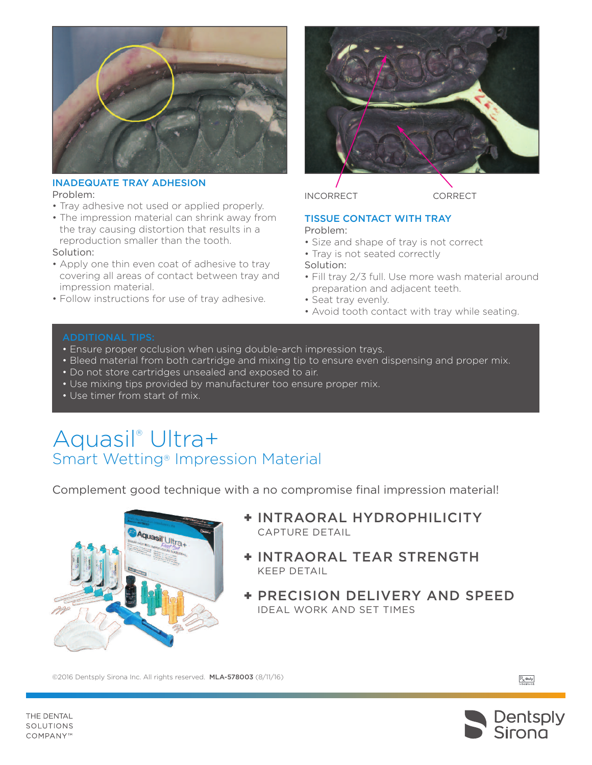## INADEQUATE TRAY ADHESION

Problem:

- Tray adhesive not used or applied properly.
- The impression material can shrink away from the tray causing distortion that results in a reproduction smaller than the tooth.

Solution:

- Apply one thin even coat of adhesive to tray covering all areas of contact between tray and impression material.
- Follow instructions for use of tray adhesive.

INCORRECT CORRECT

## TISSUE CONTACT WITH TRAY

Problem:

- Size and shape of tray is not correct
- Tray is not seated correctly

Solution:

- Fill tray 2/3 full. Use more wash material around preparation and adjacent teeth.
- Seat tray evenly.
- Avoid tooth contact with tray while seating.

## ADDITIONAL TIPS:

- Ensure proper occlusion when using double-arch impression trays.
- Bleed material from both cartridge and mixing tip to ensure even dispensing and proper mix.
- Do not store cartridges unsealed and exposed to air.
- Use mixing tips provided by manufacturer too ensure proper mix.
- Use timer from start of mix.

# Aquasil® Ultra+

## Smart Wetting® Impression Material

Complement good technique with a no compromise final impression material!

**+ INTRAORAL HYDROPHILICITY**
CAPTURE DETAIL

**+ INTRAORAL TEAR STRENGTH**
KEEP DETAIL

**+ PRECISION DELIVERY AND SPEED**
IDEAL WORK AND SET TIMES

©2016 Dentsply Sirona Inc. All rights reserved. **MLA-578003** (8/11/16)

THE DENTAL SOLUTIONS COMPANY™

Dentsply Sirona